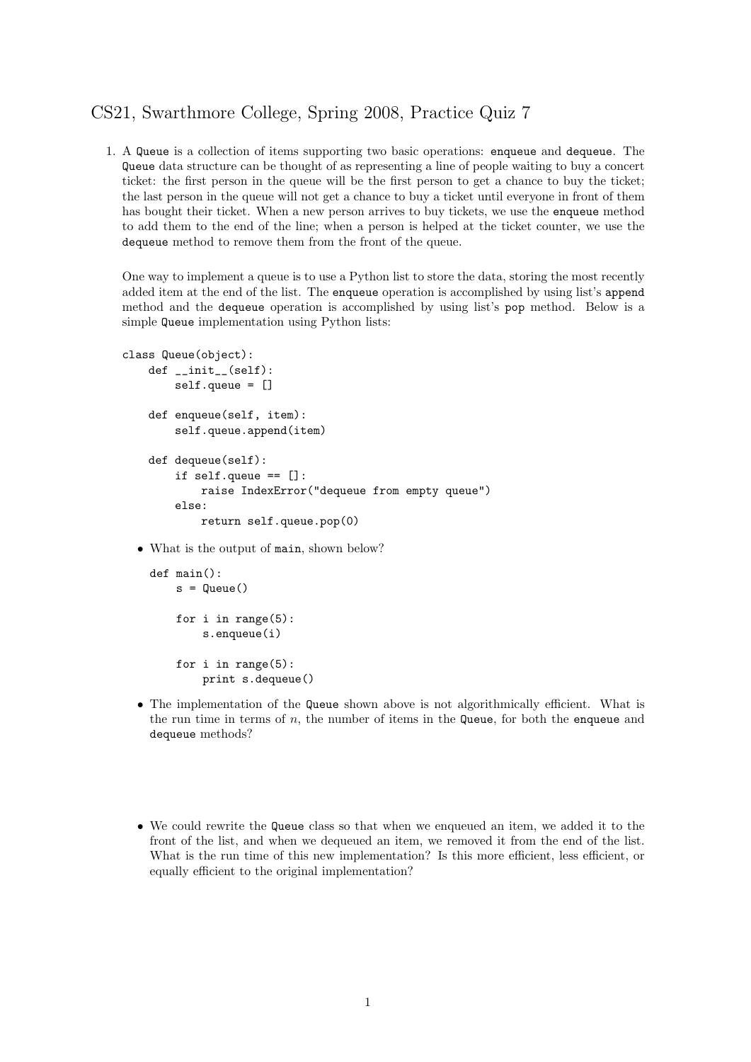# CS21, Swarthmore College, Spring 2008, Practice Quiz 7

1. A `Queue` is a collection of items supporting two basic operations: `enqueue` and `dequeue`. The `Queue` data structure can be thought of as representing a line of people waiting to buy a concert ticket: the first person in the queue will be the first person to get a chance to buy the ticket; the last person in the queue will not get a chance to buy a ticket until everyone in front of them has bought their ticket. When a new person arrives to buy tickets, we use the `enqueue` method to add them to the end of the line; when a person is helped at the ticket counter, we use the `dequeue` method to remove them from the front of the queue.

   One way to implement a queue is to use a Python list to store the data, storing the most recently added item at the end of the list. The `enqueue` operation is accomplished by using list's `append` method and the `dequeue` operation is accomplished by using list's `pop` method. Below is a simple `Queue` implementation using Python lists:

   ```
   class Queue(object):
       def __init__(self):
           self.queue = []

       def enqueue(self, item):
           self.queue.append(item)

       def dequeue(self):
           if self.queue == []:
               raise IndexError("dequeue from empty queue")
           else:
               return self.queue.pop(0)
   ```

   - What is the output of `main`, shown below?

     ```
     def main():
         s = Queue()

         for i in range(5):
             s.enqueue(i)

         for i in range(5):
             print s.dequeue()
     ```

   - The implementation of the `Queue` shown above is not algorithmically efficient. What is the run time in terms of $n$, the number of items in the `Queue`, for both the `enqueue` and `dequeue` methods?

   - We could rewrite the `Queue` class so that when we enqueued an item, we added it to the front of the list, and when we dequeued an item, we removed it from the end of the list. What is the run time of this new implementation? Is this more efficient, less efficient, or equally efficient to the original implementation?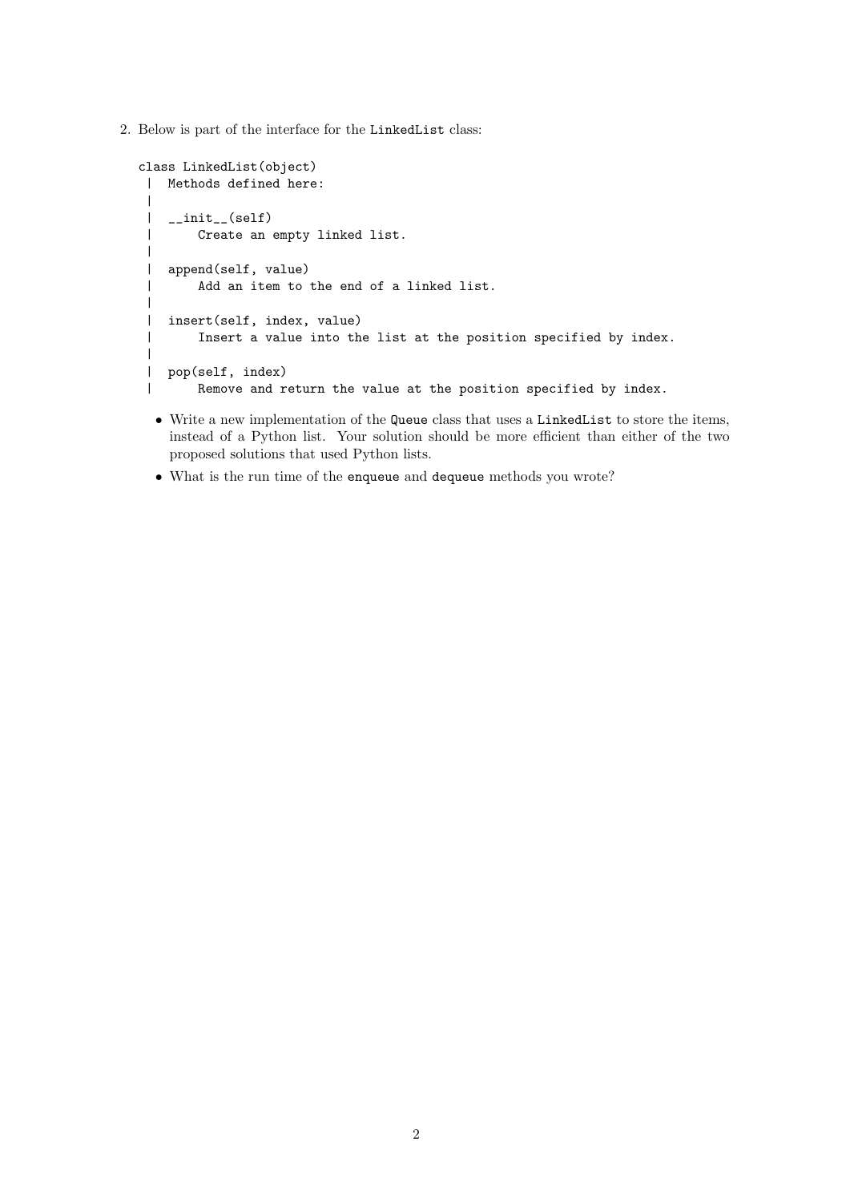2. Below is part of the interface for the `LinkedList` class:

```
class LinkedList(object)
 |  Methods defined here:
 |
 |  __init__(self)
 |      Create an empty linked list.
 |
 |  append(self, value)
 |      Add an item to the end of a linked list.
 |
 |  insert(self, index, value)
 |      Insert a value into the list at the position specified by index.
 |
 |  pop(self, index)
 |      Remove and return the value at the position specified by index.
```

- Write a new implementation of the `Queue` class that uses a `LinkedList` to store the items, instead of a Python list. Your solution should be more efficient than either of the two proposed solutions that used Python lists.
- What is the run time of the `enqueue` and `dequeue` methods you wrote?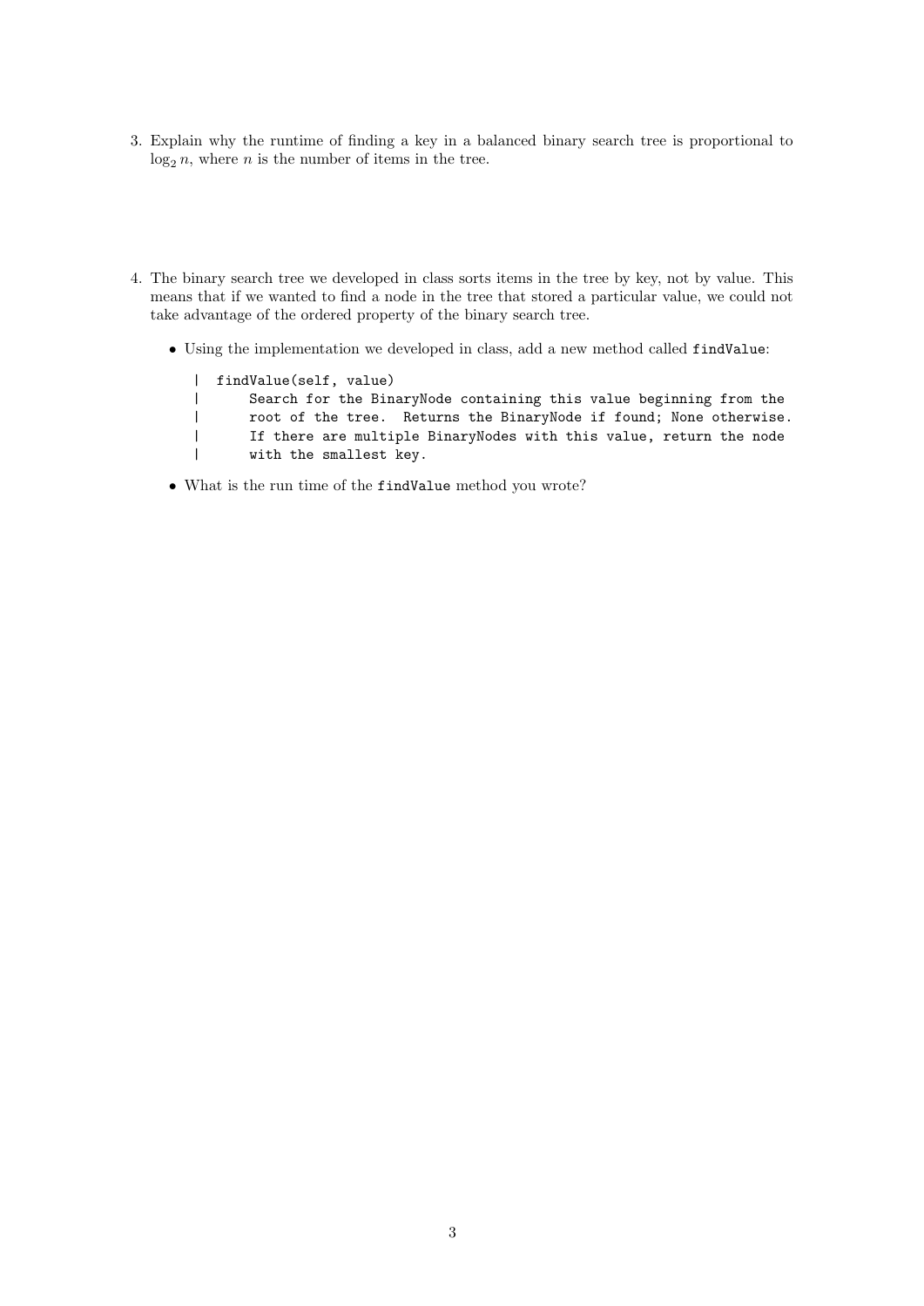3. Explain why the runtime of finding a key in a balanced binary search tree is proportional to $\log_2 n$, where $n$ is the number of items in the tree.

4. The binary search tree we developed in class sorts items in the tree by key, not by value. This means that if we wanted to find a node in the tree that stored a particular value, we could not take advantage of the ordered property of the binary search tree.

   - Using the implementation we developed in class, add a new method called `findValue`:

     ```
     |  findValue(self, value)
     |      Search for the BinaryNode containing this value beginning from the
     |      root of the tree.  Returns the BinaryNode if found; None otherwise.
     |      If there are multiple BinaryNodes with this value, return the node
     |      with the smallest key.
     ```

   - What is the run time of the `findValue` method you wrote?